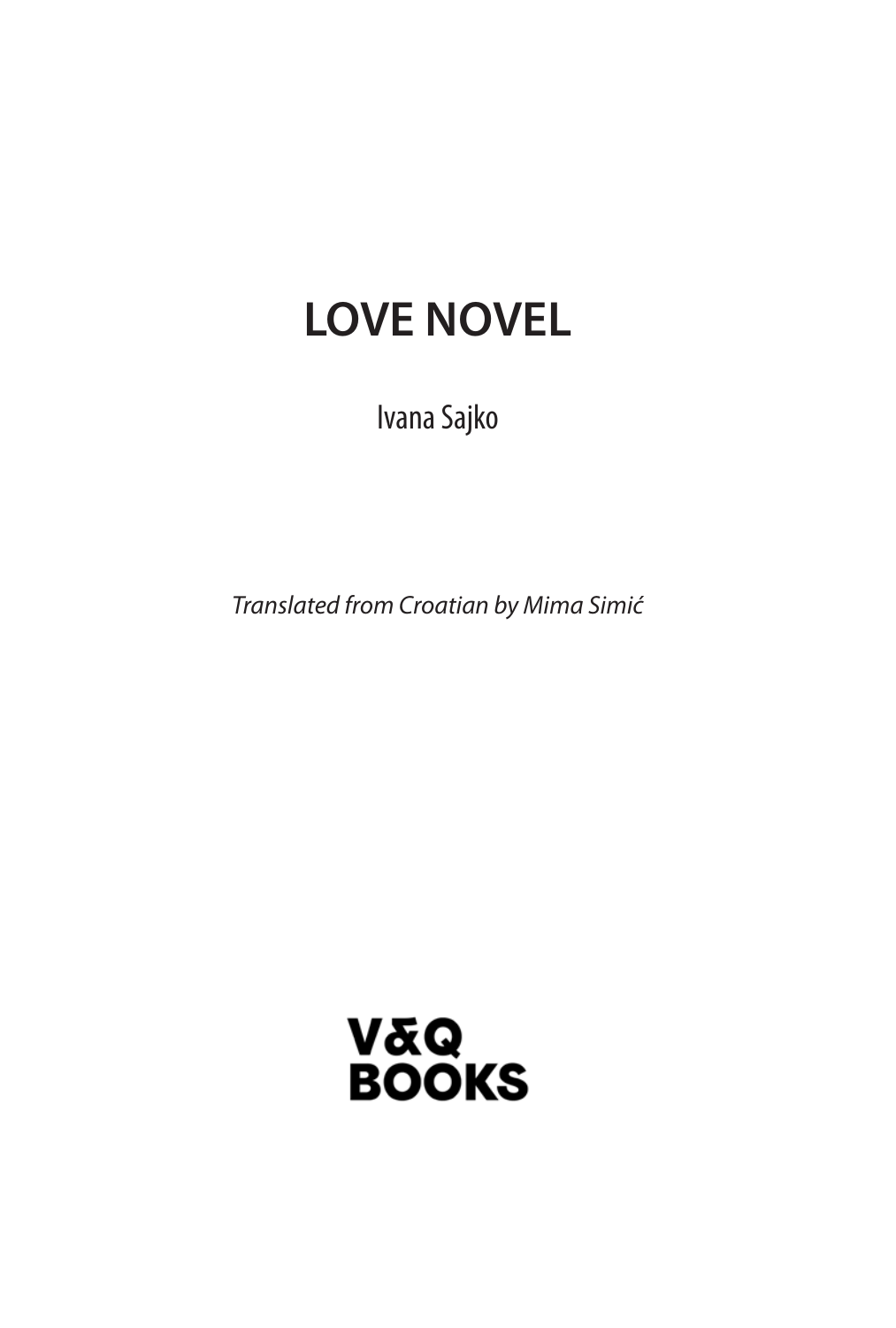# LOVE NOVEL

Ivana Sajko

*Translated from Croatian by Mima Simić*

V&Q
BOOKS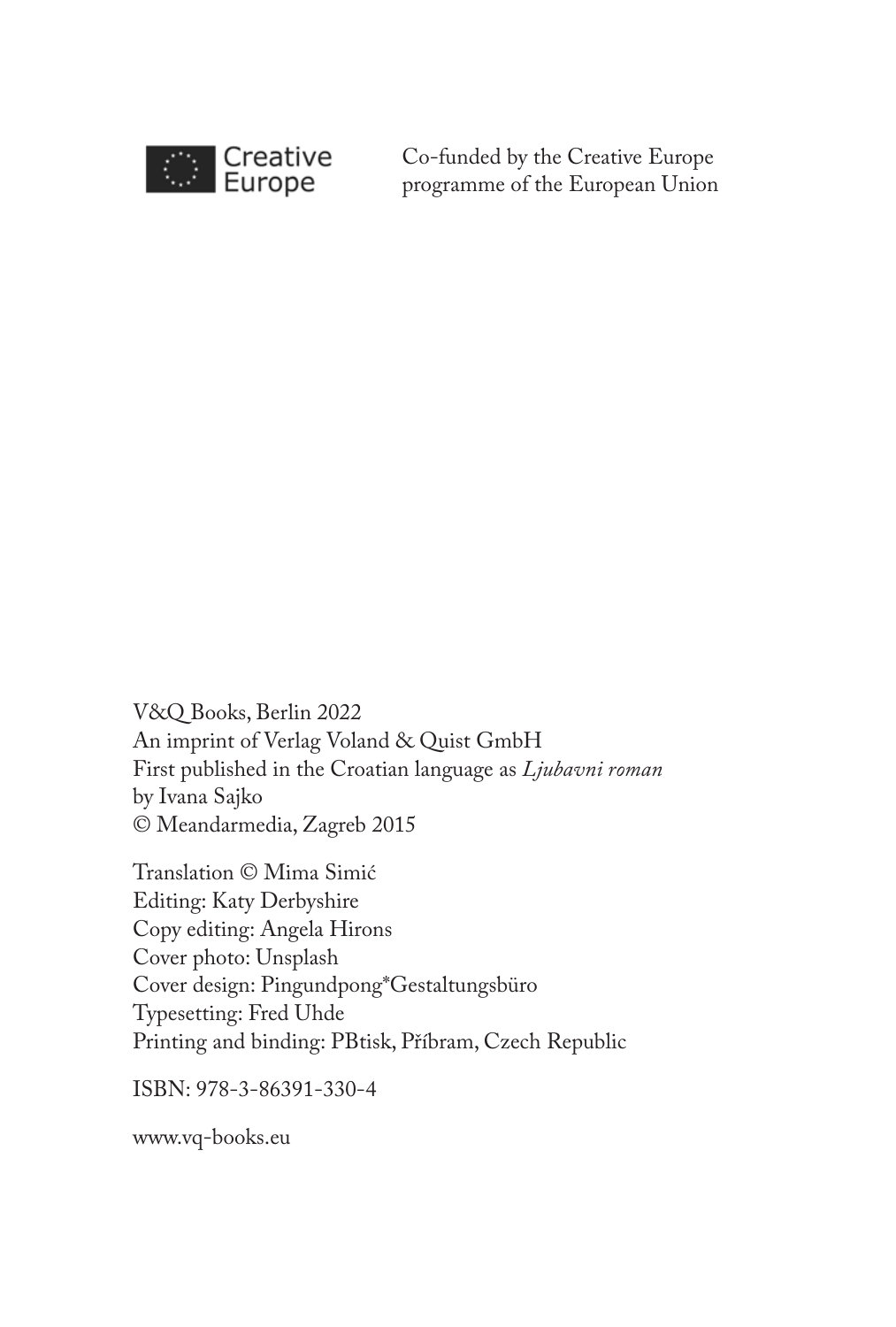Creative Europe

Co-funded by the Creative Europe programme of the European Union

V&Q Books, Berlin 2022
An imprint of Verlag Voland & Quist GmbH
First published in the Croatian language as *Ljubavni roman*
by Ivana Sajko
© Meandarmedia, Zagreb 2015

Translation © Mima Simić
Editing: Katy Derbyshire
Copy editing: Angela Hirons
Cover photo: Unsplash
Cover design: Pingundpong*Gestaltungsbüro
Typesetting: Fred Uhde
Printing and binding: PBtisk, Příbram, Czech Republic

ISBN: 978-3-86391-330-4

www.vq-books.eu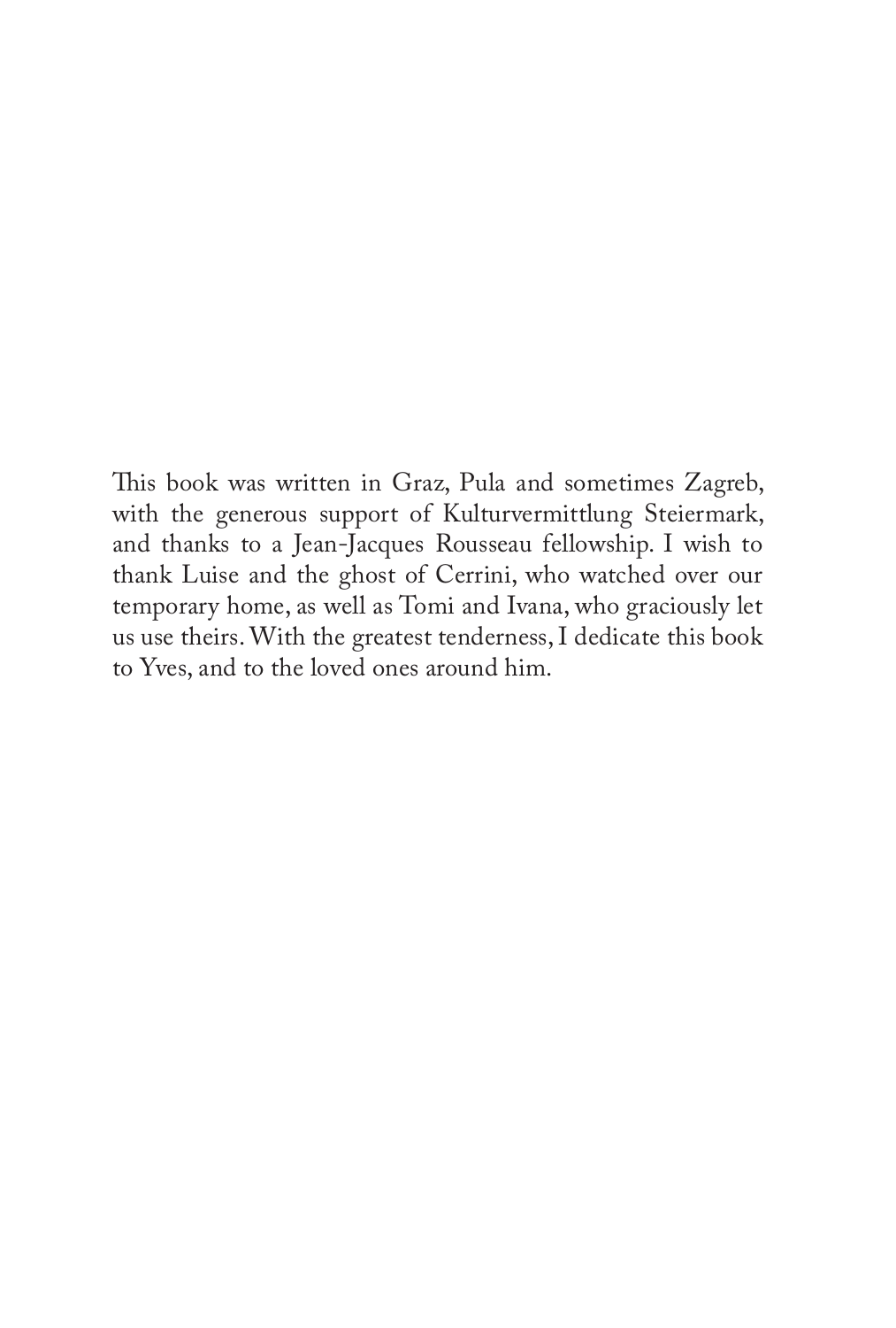This book was written in Graz, Pula and sometimes Zagreb, with the generous support of Kulturvermittlung Steiermark, and thanks to a Jean-Jacques Rousseau fellowship. I wish to thank Luise and the ghost of Cerrini, who watched over our temporary home, as well as Tomi and Ivana, who graciously let us use theirs. With the greatest tenderness, I dedicate this book to Yves, and to the loved ones around him.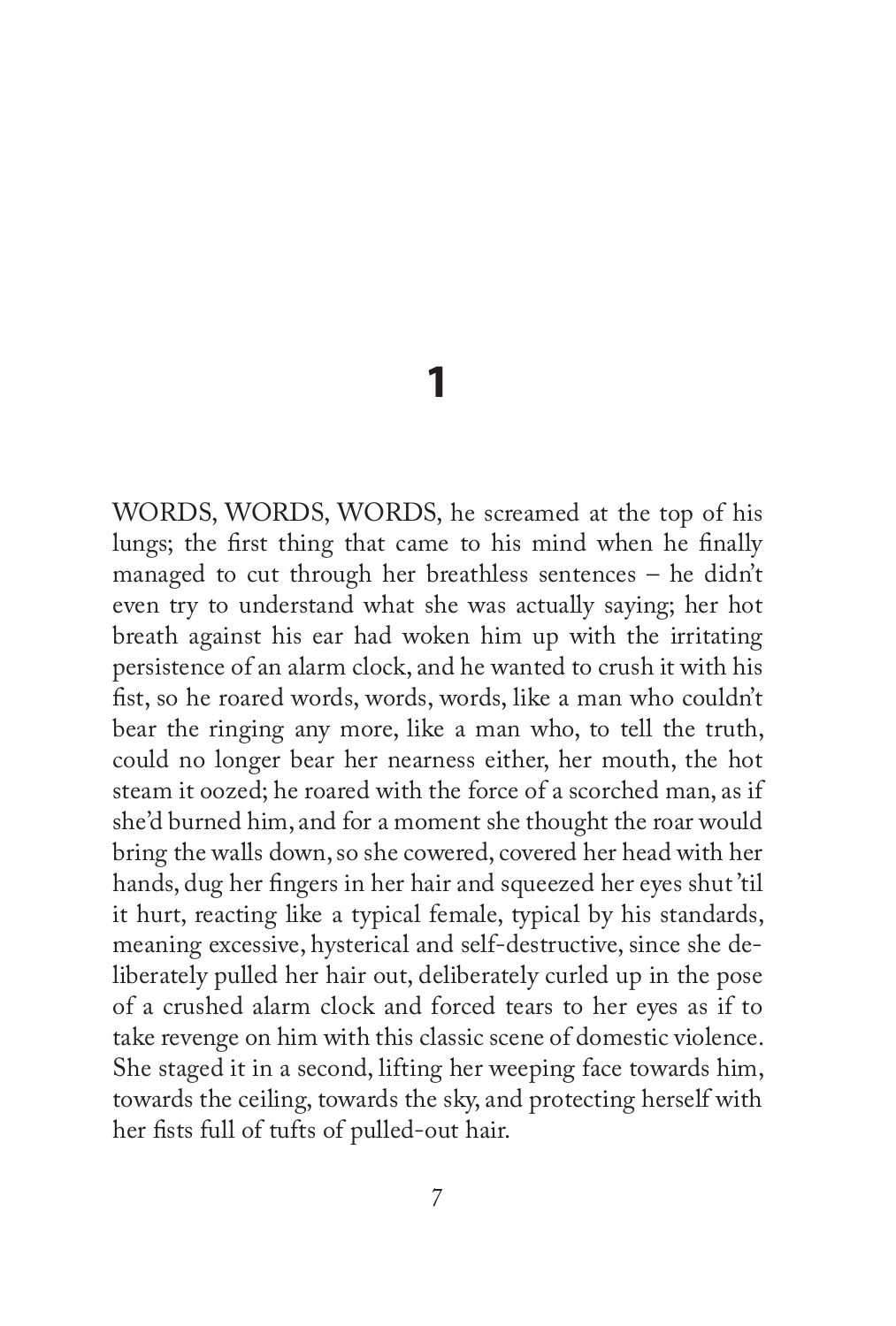# 1

WORDS, WORDS, WORDS, he screamed at the top of his lungs; the first thing that came to his mind when he finally managed to cut through her breathless sentences – he didn't even try to understand what she was actually saying; her hot breath against his ear had woken him up with the irritating persistence of an alarm clock, and he wanted to crush it with his fist, so he roared words, words, words, like a man who couldn't bear the ringing any more, like a man who, to tell the truth, could no longer bear her nearness either, her mouth, the hot steam it oozed; he roared with the force of a scorched man, as if she'd burned him, and for a moment she thought the roar would bring the walls down, so she cowered, covered her head with her hands, dug her fingers in her hair and squeezed her eyes shut 'til it hurt, reacting like a typical female, typical by his standards, meaning excessive, hysterical and self-destructive, since she deliberately pulled her hair out, deliberately curled up in the pose of a crushed alarm clock and forced tears to her eyes as if to take revenge on him with this classic scene of domestic violence. She staged it in a second, lifting her weeping face towards him, towards the ceiling, towards the sky, and protecting herself with her fists full of tufts of pulled-out hair.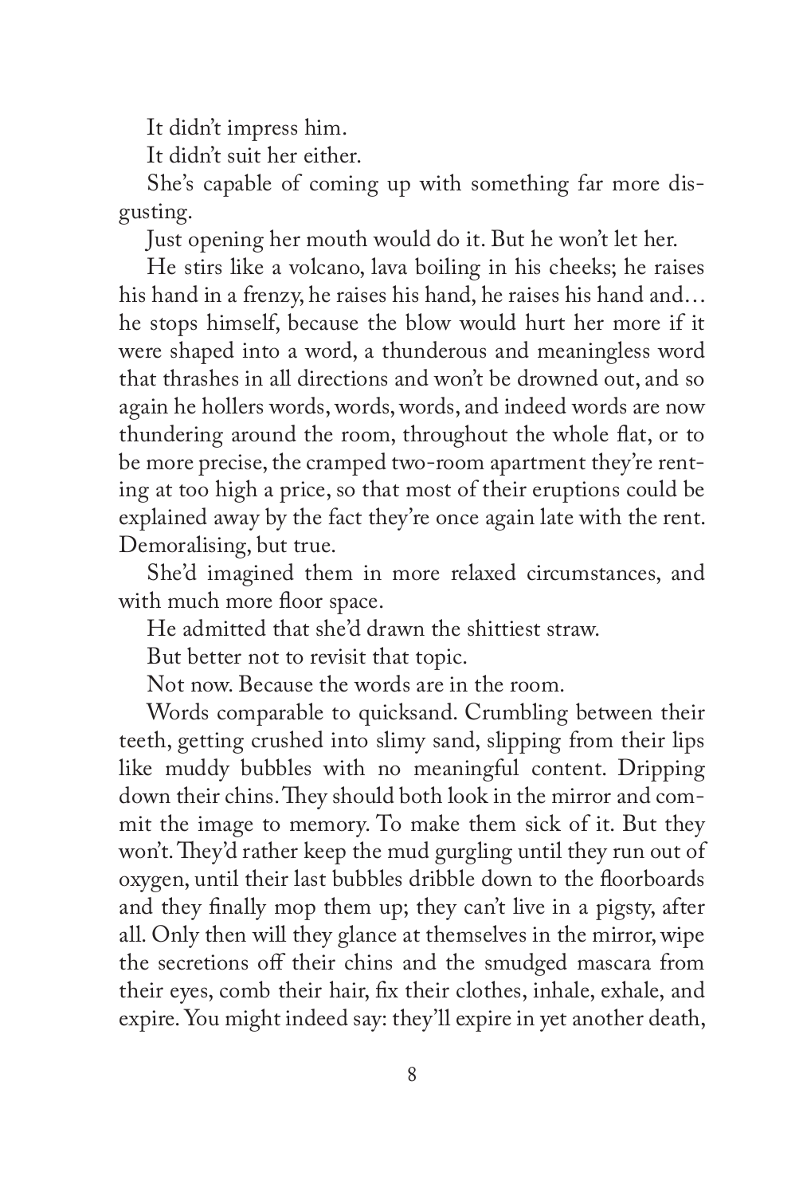It didn't impress him.

It didn't suit her either.

She's capable of coming up with something far more disgusting.

Just opening her mouth would do it. But he won't let her.

He stirs like a volcano, lava boiling in his cheeks; he raises his hand in a frenzy, he raises his hand, he raises his hand and… he stops himself, because the blow would hurt her more if it were shaped into a word, a thunderous and meaningless word that thrashes in all directions and won't be drowned out, and so again he hollers words, words, words, and indeed words are now thundering around the room, throughout the whole flat, or to be more precise, the cramped two-room apartment they're renting at too high a price, so that most of their eruptions could be explained away by the fact they're once again late with the rent. Demoralising, but true.

She'd imagined them in more relaxed circumstances, and with much more floor space.

He admitted that she'd drawn the shittiest straw.

But better not to revisit that topic.

Not now. Because the words are in the room.

Words comparable to quicksand. Crumbling between their teeth, getting crushed into slimy sand, slipping from their lips like muddy bubbles with no meaningful content. Dripping down their chins. They should both look in the mirror and commit the image to memory. To make them sick of it. But they won't. They'd rather keep the mud gurgling until they run out of oxygen, until their last bubbles dribble down to the floorboards and they finally mop them up; they can't live in a pigsty, after all. Only then will they glance at themselves in the mirror, wipe the secretions off their chins and the smudged mascara from their eyes, comb their hair, fix their clothes, inhale, exhale, and expire. You might indeed say: they'll expire in yet another death,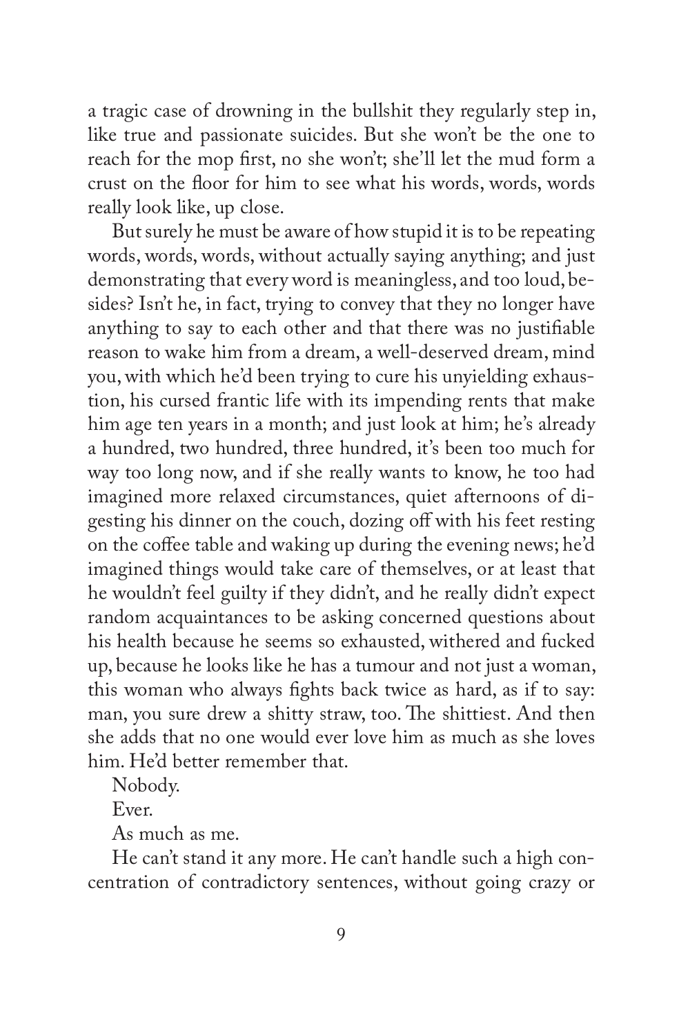a tragic case of drowning in the bullshit they regularly step in, like true and passionate suicides. But she won't be the one to reach for the mop first, no she won't; she'll let the mud form a crust on the floor for him to see what his words, words, words really look like, up close.

But surely he must be aware of how stupid it is to be repeating words, words, words, without actually saying anything; and just demonstrating that every word is meaningless, and too loud, besides? Isn't he, in fact, trying to convey that they no longer have anything to say to each other and that there was no justifiable reason to wake him from a dream, a well-deserved dream, mind you, with which he'd been trying to cure his unyielding exhaustion, his cursed frantic life with its impending rents that make him age ten years in a month; and just look at him; he's already a hundred, two hundred, three hundred, it's been too much for way too long now, and if she really wants to know, he too had imagined more relaxed circumstances, quiet afternoons of digesting his dinner on the couch, dozing off with his feet resting on the coffee table and waking up during the evening news; he'd imagined things would take care of themselves, or at least that he wouldn't feel guilty if they didn't, and he really didn't expect random acquaintances to be asking concerned questions about his health because he seems so exhausted, withered and fucked up, because he looks like he has a tumour and not just a woman, this woman who always fights back twice as hard, as if to say: man, you sure drew a shitty straw, too. The shittiest. And then she adds that no one would ever love him as much as she loves him. He'd better remember that.

Nobody.

Ever.

As much as me.

He can't stand it any more. He can't handle such a high concentration of contradictory sentences, without going crazy or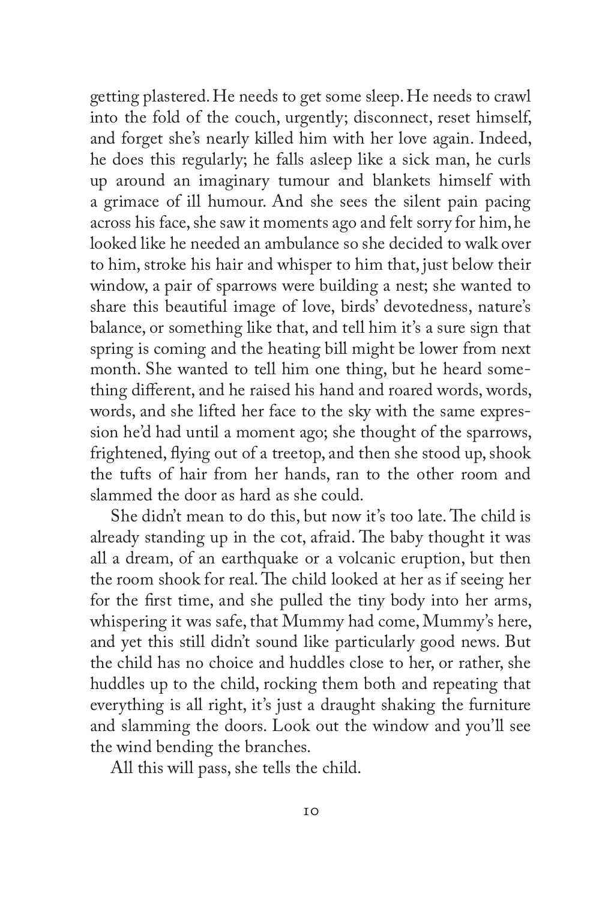getting plastered. He needs to get some sleep. He needs to crawl into the fold of the couch, urgently; disconnect, reset himself, and forget she's nearly killed him with her love again. Indeed, he does this regularly; he falls asleep like a sick man, he curls up around an imaginary tumour and blankets himself with a grimace of ill humour. And she sees the silent pain pacing across his face, she saw it moments ago and felt sorry for him, he looked like he needed an ambulance so she decided to walk over to him, stroke his hair and whisper to him that, just below their window, a pair of sparrows were building a nest; she wanted to share this beautiful image of love, birds' devotedness, nature's balance, or something like that, and tell him it's a sure sign that spring is coming and the heating bill might be lower from next month. She wanted to tell him one thing, but he heard something different, and he raised his hand and roared words, words, words, and she lifted her face to the sky with the same expression he'd had until a moment ago; she thought of the sparrows, frightened, flying out of a treetop, and then she stood up, shook the tufts of hair from her hands, ran to the other room and slammed the door as hard as she could.

She didn't mean to do this, but now it's too late. The child is already standing up in the cot, afraid. The baby thought it was all a dream, of an earthquake or a volcanic eruption, but then the room shook for real. The child looked at her as if seeing her for the first time, and she pulled the tiny body into her arms, whispering it was safe, that Mummy had come, Mummy's here, and yet this still didn't sound like particularly good news. But the child has no choice and huddles close to her, or rather, she huddles up to the child, rocking them both and repeating that everything is all right, it's just a draught shaking the furniture and slamming the doors. Look out the window and you'll see the wind bending the branches.

All this will pass, she tells the child.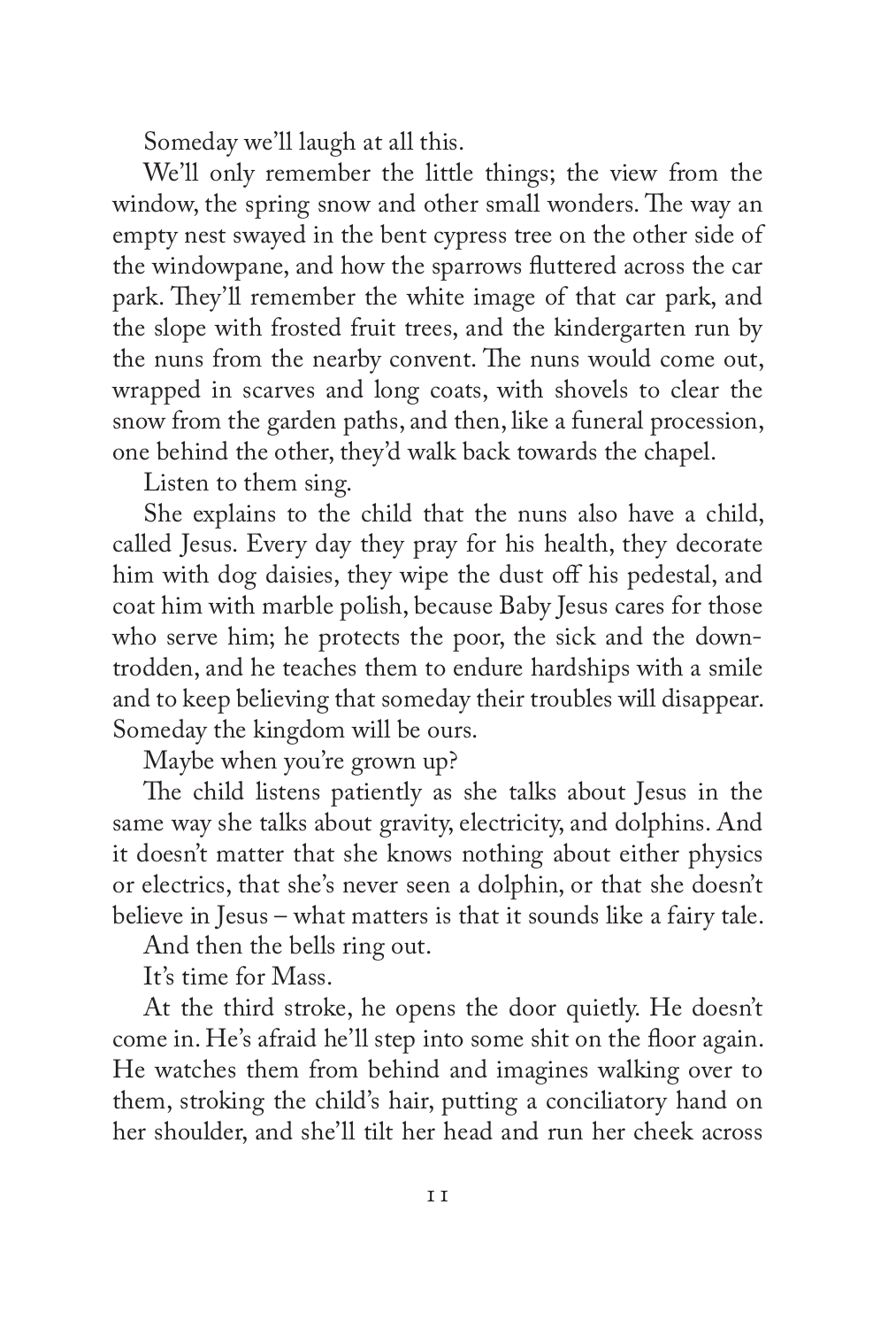Someday we'll laugh at all this.

We'll only remember the little things; the view from the window, the spring snow and other small wonders. The way an empty nest swayed in the bent cypress tree on the other side of the windowpane, and how the sparrows fluttered across the car park. They'll remember the white image of that car park, and the slope with frosted fruit trees, and the kindergarten run by the nuns from the nearby convent. The nuns would come out, wrapped in scarves and long coats, with shovels to clear the snow from the garden paths, and then, like a funeral procession, one behind the other, they'd walk back towards the chapel.

Listen to them sing.

She explains to the child that the nuns also have a child, called Jesus. Every day they pray for his health, they decorate him with dog daisies, they wipe the dust off his pedestal, and coat him with marble polish, because Baby Jesus cares for those who serve him; he protects the poor, the sick and the downtrodden, and he teaches them to endure hardships with a smile and to keep believing that someday their troubles will disappear. Someday the kingdom will be ours.

Maybe when you're grown up?

The child listens patiently as she talks about Jesus in the same way she talks about gravity, electricity, and dolphins. And it doesn't matter that she knows nothing about either physics or electrics, that she's never seen a dolphin, or that she doesn't believe in Jesus – what matters is that it sounds like a fairy tale.

And then the bells ring out.

It's time for Mass.

At the third stroke, he opens the door quietly. He doesn't come in. He's afraid he'll step into some shit on the floor again. He watches them from behind and imagines walking over to them, stroking the child's hair, putting a conciliatory hand on her shoulder, and she'll tilt her head and run her cheek across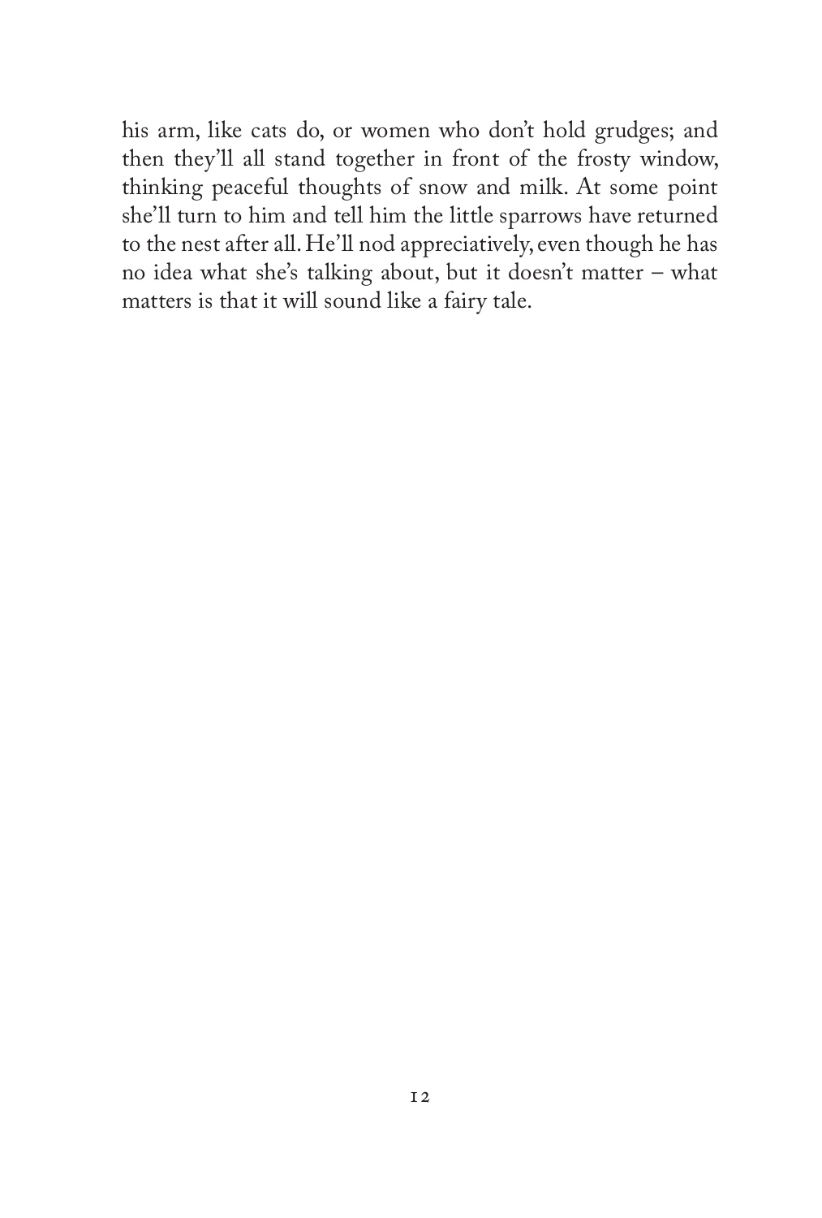his arm, like cats do, or women who don't hold grudges; and then they'll all stand together in front of the frosty window, thinking peaceful thoughts of snow and milk. At some point she'll turn to him and tell him the little sparrows have returned to the nest after all. He'll nod appreciatively, even though he has no idea what she's talking about, but it doesn't matter – what matters is that it will sound like a fairy tale.